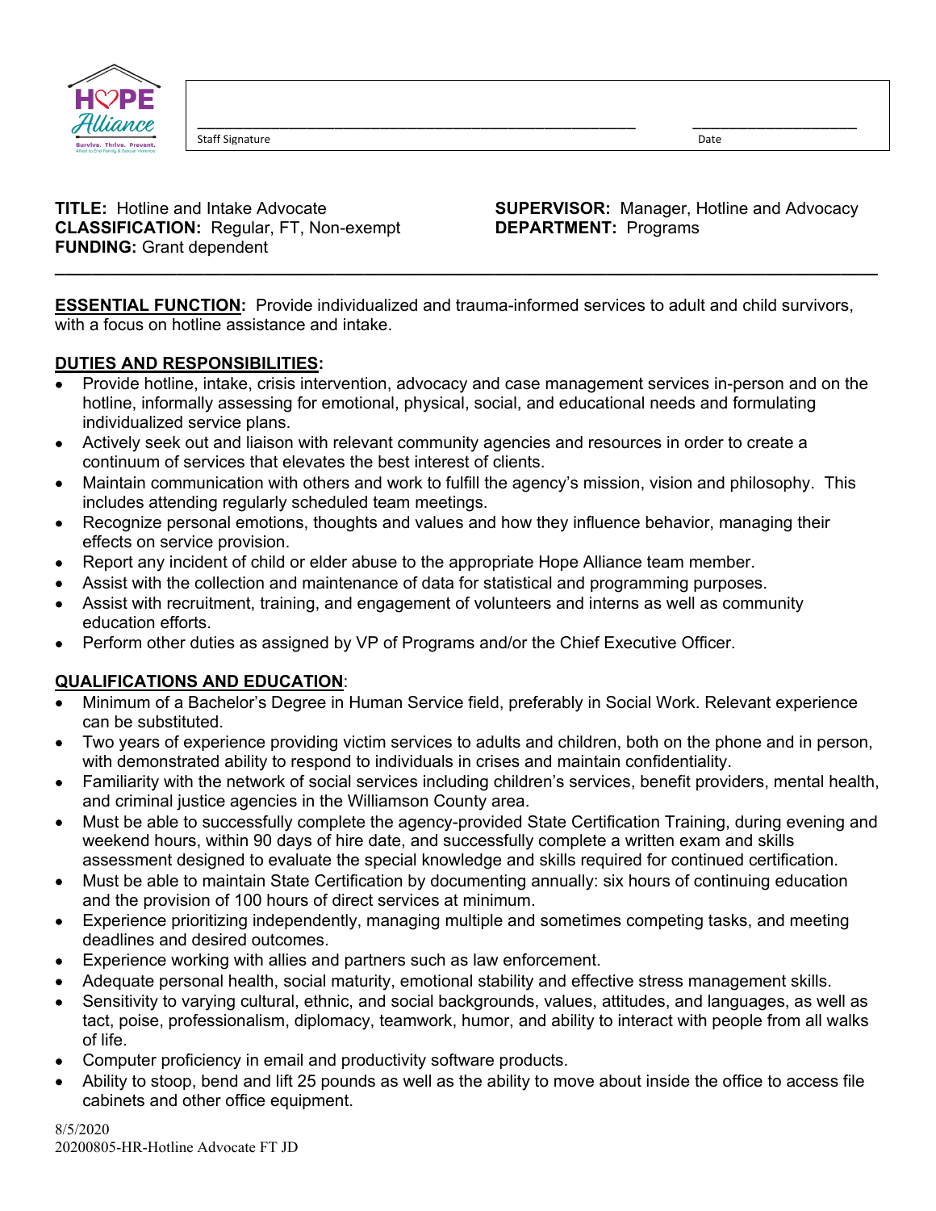Staff Signature ______________________________ Date ______________

**TITLE:** Hotline and Intake Advocate
**CLASSIFICATION:** Regular, FT, Non-exempt
**FUNDING:** Grant dependent

**SUPERVISOR:** Manager, Hotline and Advocacy
**DEPARTMENT:** Programs

---

**ESSENTIAL FUNCTION:** Provide individualized and trauma-informed services to adult and child survivors, with a focus on hotline assistance and intake.

**DUTIES AND RESPONSIBILITIES:**

- Provide hotline, intake, crisis intervention, advocacy and case management services in-person and on the hotline, informally assessing for emotional, physical, social, and educational needs and formulating individualized service plans.
- Actively seek out and liaison with relevant community agencies and resources in order to create a continuum of services that elevates the best interest of clients.
- Maintain communication with others and work to fulfill the agency's mission, vision and philosophy. This includes attending regularly scheduled team meetings.
- Recognize personal emotions, thoughts and values and how they influence behavior, managing their effects on service provision.
- Report any incident of child or elder abuse to the appropriate Hope Alliance team member.
- Assist with the collection and maintenance of data for statistical and programming purposes.
- Assist with recruitment, training, and engagement of volunteers and interns as well as community education efforts.
- Perform other duties as assigned by VP of Programs and/or the Chief Executive Officer.

**QUALIFICATIONS AND EDUCATION**:

- Minimum of a Bachelor's Degree in Human Service field, preferably in Social Work. Relevant experience can be substituted.
- Two years of experience providing victim services to adults and children, both on the phone and in person, with demonstrated ability to respond to individuals in crises and maintain confidentiality.
- Familiarity with the network of social services including children's services, benefit providers, mental health, and criminal justice agencies in the Williamson County area.
- Must be able to successfully complete the agency-provided State Certification Training, during evening and weekend hours, within 90 days of hire date, and successfully complete a written exam and skills assessment designed to evaluate the special knowledge and skills required for continued certification.
- Must be able to maintain State Certification by documenting annually: six hours of continuing education and the provision of 100 hours of direct services at minimum.
- Experience prioritizing independently, managing multiple and sometimes competing tasks, and meeting deadlines and desired outcomes.
- Experience working with allies and partners such as law enforcement.
- Adequate personal health, social maturity, emotional stability and effective stress management skills.
- Sensitivity to varying cultural, ethnic, and social backgrounds, values, attitudes, and languages, as well as tact, poise, professionalism, diplomacy, teamwork, humor, and ability to interact with people from all walks of life.
- Computer proficiency in email and productivity software products.
- Ability to stoop, bend and lift 25 pounds as well as the ability to move about inside the office to access file cabinets and other office equipment.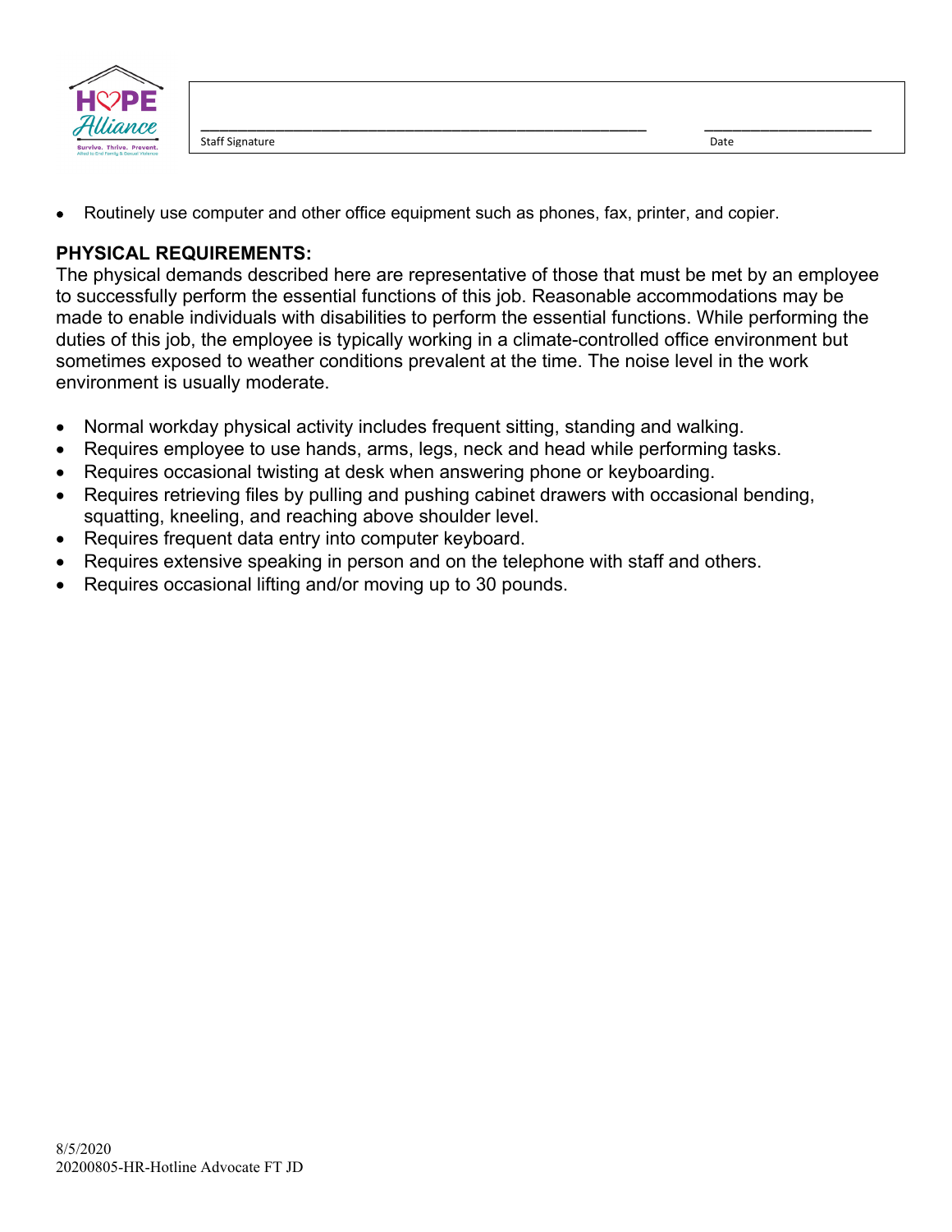- Routinely use computer and other office equipment such as phones, fax, printer, and copier.

**PHYSICAL REQUIREMENTS:**

The physical demands described here are representative of those that must be met by an employee to successfully perform the essential functions of this job. Reasonable accommodations may be made to enable individuals with disabilities to perform the essential functions. While performing the duties of this job, the employee is typically working in a climate-controlled office environment but sometimes exposed to weather conditions prevalent at the time. The noise level in the work environment is usually moderate.

- Normal workday physical activity includes frequent sitting, standing and walking.
- Requires employee to use hands, arms, legs, neck and head while performing tasks.
- Requires occasional twisting at desk when answering phone or keyboarding.
- Requires retrieving files by pulling and pushing cabinet drawers with occasional bending, squatting, kneeling, and reaching above shoulder level.
- Requires frequent data entry into computer keyboard.
- Requires extensive speaking in person and on the telephone with staff and others.
- Requires occasional lifting and/or moving up to 30 pounds.